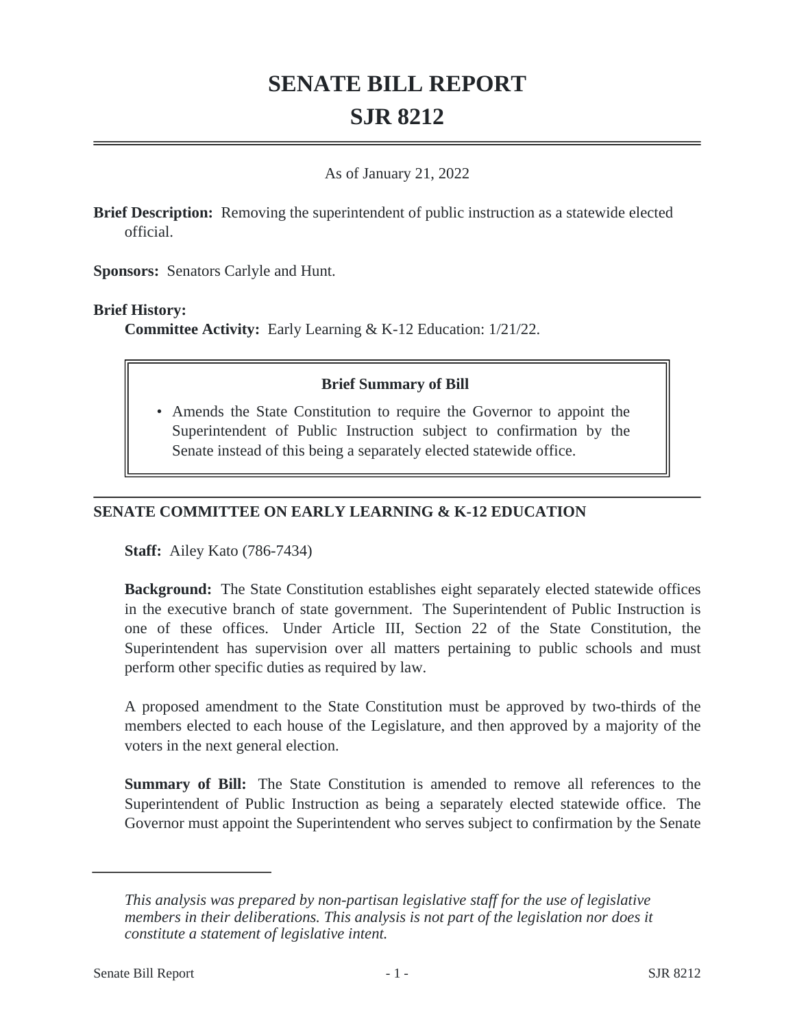# SENATE BILL REPORT
# SJR 8212

As of January 21, 2022

**Brief Description:** Removing the superintendent of public instruction as a statewide elected official.

**Sponsors:** Senators Carlyle and Hunt.

**Brief History:**

**Committee Activity:** Early Learning & K-12 Education: 1/21/22.

> **Brief Summary of Bill**
>
> - Amends the State Constitution to require the Governor to appoint the Superintendent of Public Instruction subject to confirmation by the Senate instead of this being a separately elected statewide office.

## SENATE COMMITTEE ON EARLY LEARNING & K-12 EDUCATION

**Staff:** Ailey Kato (786-7434)

**Background:** The State Constitution establishes eight separately elected statewide offices in the executive branch of state government. The Superintendent of Public Instruction is one of these offices. Under Article III, Section 22 of the State Constitution, the Superintendent has supervision over all matters pertaining to public schools and must perform other specific duties as required by law.

A proposed amendment to the State Constitution must be approved by two-thirds of the members elected to each house of the Legislature, and then approved by a majority of the voters in the next general election.

**Summary of Bill:** The State Constitution is amended to remove all references to the Superintendent of Public Instruction as being a separately elected statewide office. The Governor must appoint the Superintendent who serves subject to confirmation by the Senate

---

*This analysis was prepared by non-partisan legislative staff for the use of legislative members in their deliberations. This analysis is not part of the legislation nor does it constitute a statement of legislative intent.*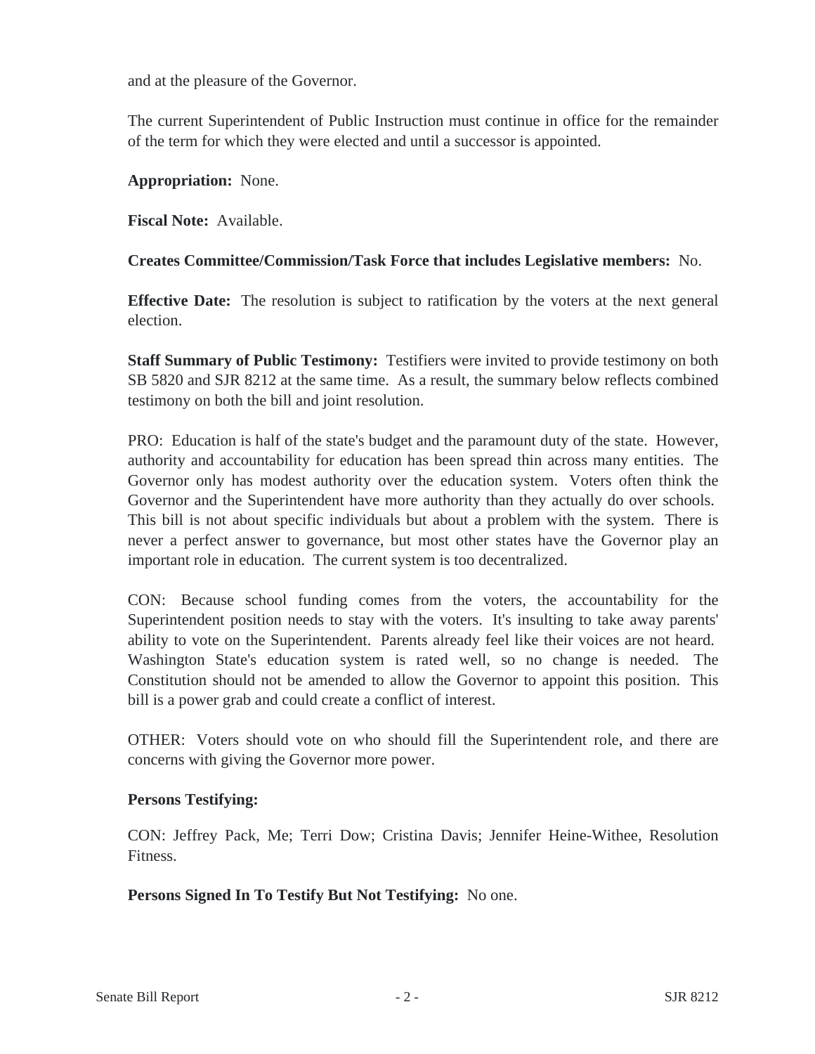and at the pleasure of the Governor.

The current Superintendent of Public Instruction must continue in office for the remainder of the term for which they were elected and until a successor is appointed.

**Appropriation:** None.

**Fiscal Note:** Available.

**Creates Committee/Commission/Task Force that includes Legislative members:** No.

**Effective Date:** The resolution is subject to ratification by the voters at the next general election.

**Staff Summary of Public Testimony:** Testifiers were invited to provide testimony on both SB 5820 and SJR 8212 at the same time. As a result, the summary below reflects combined testimony on both the bill and joint resolution.

PRO: Education is half of the state's budget and the paramount duty of the state. However, authority and accountability for education has been spread thin across many entities. The Governor only has modest authority over the education system. Voters often think the Governor and the Superintendent have more authority than they actually do over schools. This bill is not about specific individuals but about a problem with the system. There is never a perfect answer to governance, but most other states have the Governor play an important role in education. The current system is too decentralized.

CON: Because school funding comes from the voters, the accountability for the Superintendent position needs to stay with the voters. It's insulting to take away parents' ability to vote on the Superintendent. Parents already feel like their voices are not heard. Washington State's education system is rated well, so no change is needed. The Constitution should not be amended to allow the Governor to appoint this position. This bill is a power grab and could create a conflict of interest.

OTHER: Voters should vote on who should fill the Superintendent role, and there are concerns with giving the Governor more power.

**Persons Testifying:**

CON: Jeffrey Pack, Me; Terri Dow; Cristina Davis; Jennifer Heine-Withee, Resolution Fitness.

**Persons Signed In To Testify But Not Testifying:** No one.